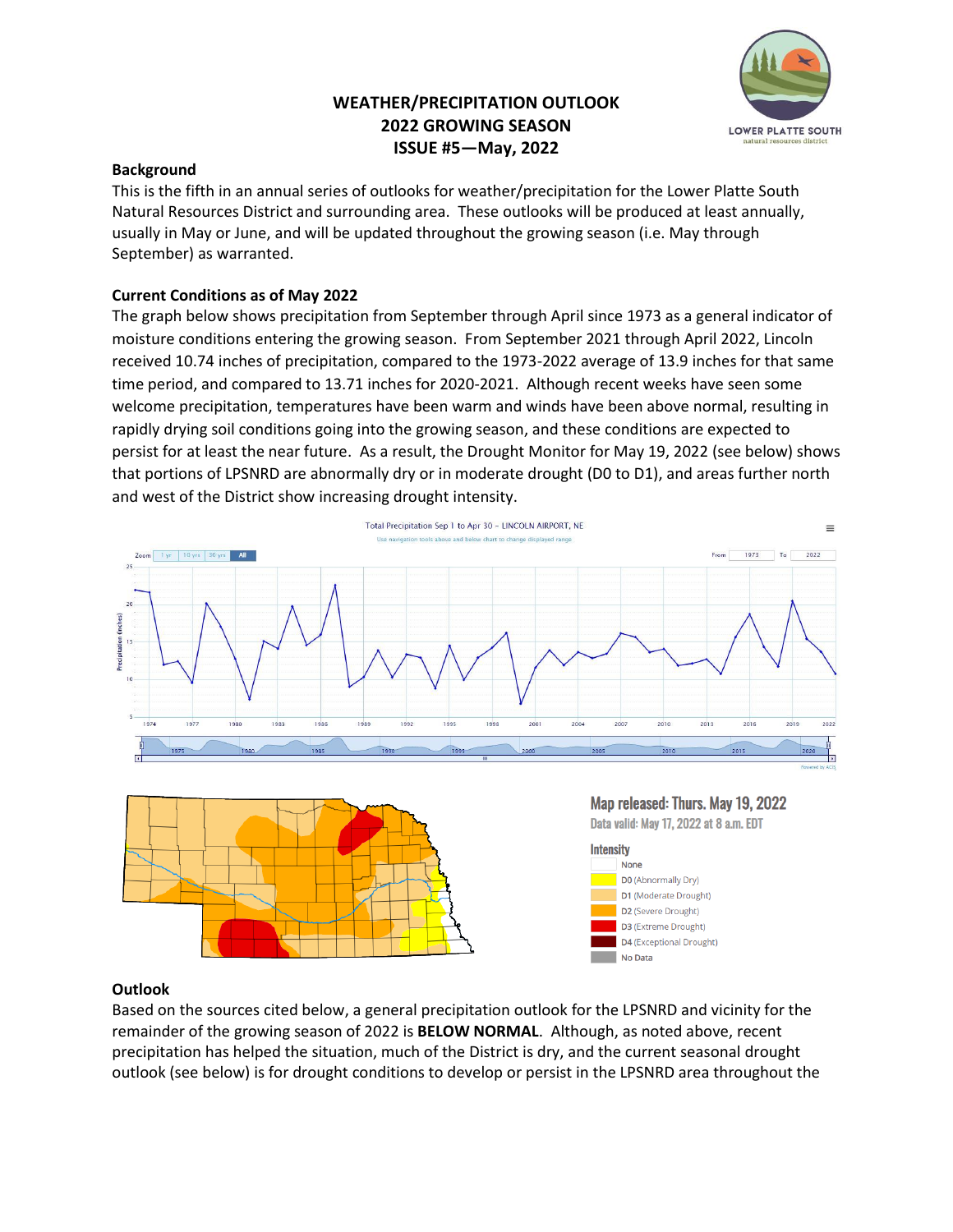# WEATHER/PRECIPITATION OUTLOOK
## 2022 GROWING SEASON
## ISSUE #5—May, 2022

LOWER PLATTE SOUTH natural resources district

### Background

This is the fifth in an annual series of outlooks for weather/precipitation for the Lower Platte South Natural Resources District and surrounding area. These outlooks will be produced at least annually, usually in May or June, and will be updated throughout the growing season (i.e. May through September) as warranted.

### Current Conditions as of May 2022

The graph below shows precipitation from September through April since 1973 as a general indicator of moisture conditions entering the growing season. From September 2021 through April 2022, Lincoln received 10.74 inches of precipitation, compared to the 1973-2022 average of 13.9 inches for that same time period, and compared to 13.71 inches for 2020-2021. Although recent weeks have seen some welcome precipitation, temperatures have been warm and winds have been above normal, resulting in rapidly drying soil conditions going into the growing season, and these conditions are expected to persist for at least the near future. As a result, the Drought Monitor for May 19, 2022 (see below) shows that portions of LPSNRD are abnormally dry or in moderate drought (D0 to D1), and areas further north and west of the District show increasing drought intensity.

Total Precipitation Sep 1 to Apr 30 – LINCOLN AIRPORT, NE

Map released: Thurs. May 19, 2022
Data valid: May 17, 2022 at 8 a.m. EDT

Intensity
- None
- D0 (Abnormally Dry)
- D1 (Moderate Drought)
- D2 (Severe Drought)
- D3 (Extreme Drought)
- D4 (Exceptional Drought)
- No Data

### Outlook

Based on the sources cited below, a general precipitation outlook for the LPSNRD and vicinity for the remainder of the growing season of 2022 is **BELOW NORMAL**. Although, as noted above, recent precipitation has helped the situation, much of the District is dry, and the current seasonal drought outlook (see below) is for drought conditions to develop or persist in the LPSNRD area throughout the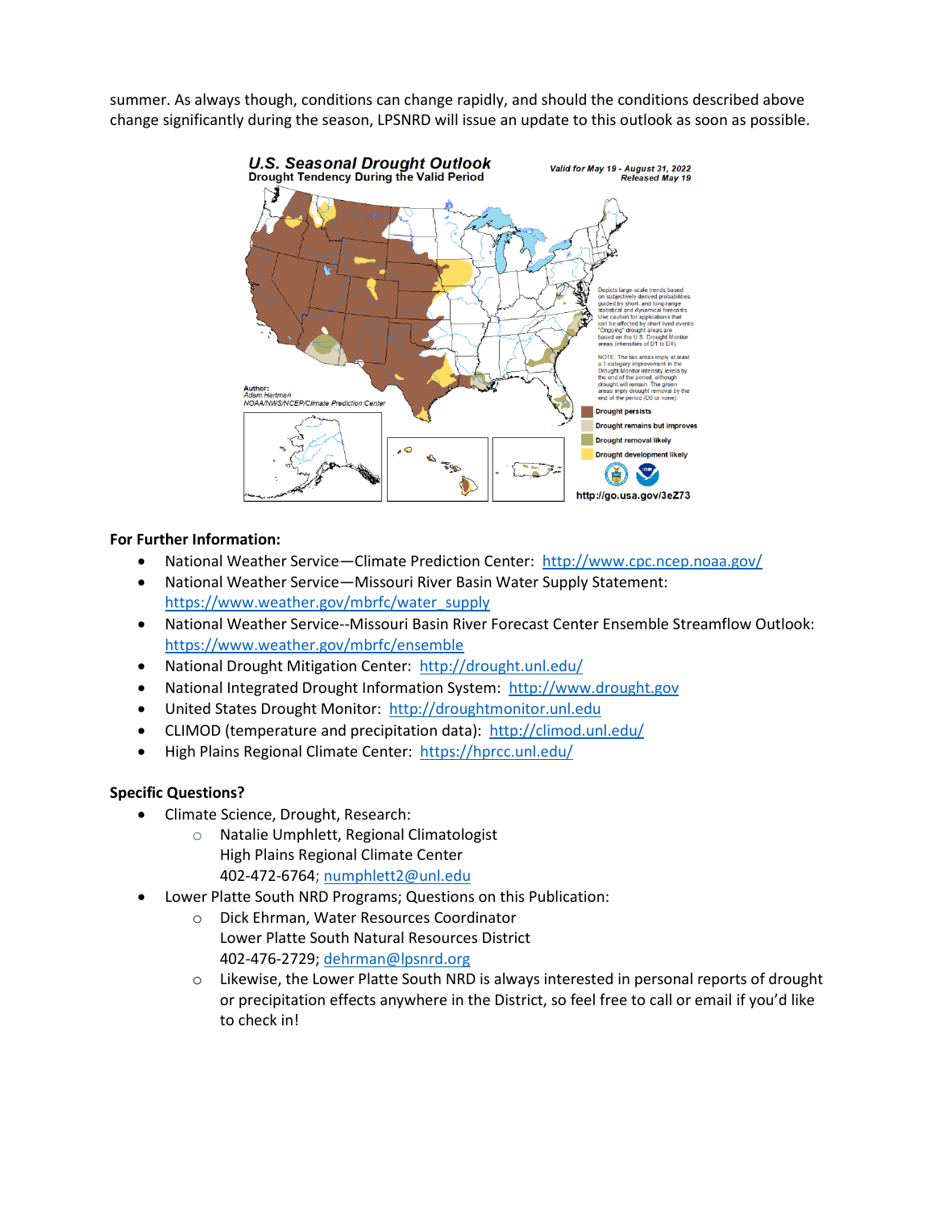summer. As always though, conditions can change rapidly, and should the conditions described above change significantly during the season, LPSNRD will issue an update to this outlook as soon as possible.

**For Further Information:**

- National Weather Service—Climate Prediction Center: http://www.cpc.ncep.noaa.gov/
- National Weather Service—Missouri River Basin Water Supply Statement: https://www.weather.gov/mbrfc/water_supply
- National Weather Service--Missouri Basin River Forecast Center Ensemble Streamflow Outlook: https://www.weather.gov/mbrfc/ensemble
- National Drought Mitigation Center: http://drought.unl.edu/
- National Integrated Drought Information System: http://www.drought.gov
- United States Drought Monitor: http://droughtmonitor.unl.edu
- CLIMOD (temperature and precipitation data): http://climod.unl.edu/
- High Plains Regional Climate Center: https://hprcc.unl.edu/

**Specific Questions?**

- Climate Science, Drought, Research:
  - Natalie Umphlett, Regional Climatologist
    High Plains Regional Climate Center
    402-472-6764; numphlett2@unl.edu
- Lower Platte South NRD Programs; Questions on this Publication:
  - Dick Ehrman, Water Resources Coordinator
    Lower Platte South Natural Resources District
    402-476-2729; dehrman@lpsnrd.org
  - Likewise, the Lower Platte South NRD is always interested in personal reports of drought or precipitation effects anywhere in the District, so feel free to call or email if you'd like to check in!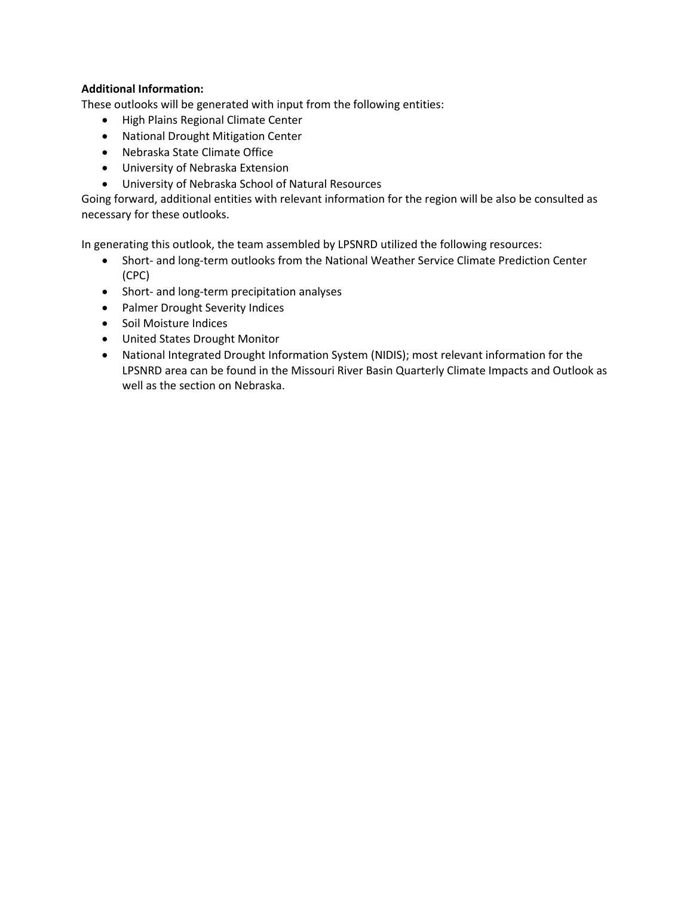**Additional Information:**

These outlooks will be generated with input from the following entities:

- High Plains Regional Climate Center
- National Drought Mitigation Center
- Nebraska State Climate Office
- University of Nebraska Extension
- University of Nebraska School of Natural Resources

Going forward, additional entities with relevant information for the region will be also be consulted as necessary for these outlooks.

In generating this outlook, the team assembled by LPSNRD utilized the following resources:

- Short- and long-term outlooks from the National Weather Service Climate Prediction Center (CPC)
- Short- and long-term precipitation analyses
- Palmer Drought Severity Indices
- Soil Moisture Indices
- United States Drought Monitor
- National Integrated Drought Information System (NIDIS); most relevant information for the LPSNRD area can be found in the Missouri River Basin Quarterly Climate Impacts and Outlook as well as the section on Nebraska.